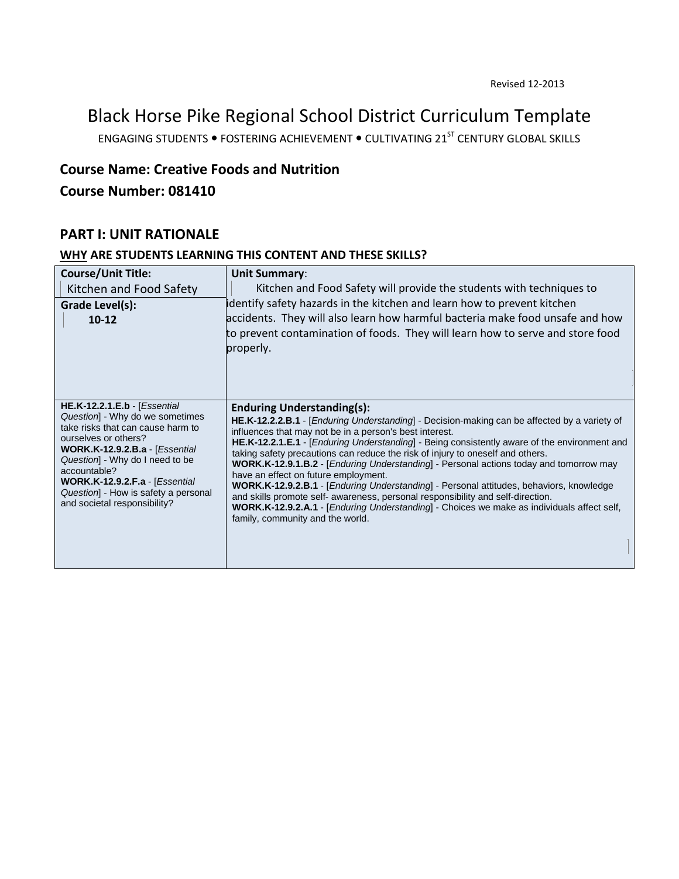Revised 12-2013

# Black Horse Pike Regional School District Curriculum Template

ENGAGING STUDENTS • FOSTERING ACHIEVEMENT • CULTIVATING 21ST CENTURY GLOBAL SKILLS

## Course Name: Creative Foods and Nutrition

## Course Number: 081410

## PART I: UNIT RATIONALE

### WHY ARE STUDENTS LEARNING THIS CONTENT AND THESE SKILLS?

| Course/Unit Title: Kitchen and Food Safety<br><br>**Grade Level(s):**<br>**10-12** | **Unit Summary**:<br>Kitchen and Food Safety will provide the students with techniques to identify safety hazards in the kitchen and learn how to prevent kitchen accidents. They will also learn how harmful bacteria make food unsafe and how to prevent contamination of foods. They will learn how to serve and store food properly. |
| --- | --- |
| **HE.K-12.2.1.E.b** - [*Essential Question*] - Why do we sometimes take risks that can cause harm to ourselves or others?<br>**WORK.K-12.9.2.B.a** - [*Essential Question*] - Why do I need to be accountable?<br>**WORK.K-12.9.2.F.a** - [*Essential Question*] - How is safety a personal and societal responsibility? | **Enduring Understanding(s):**<br>**HE.K-12.2.2.B.1** - [*Enduring Understanding*] - Decision-making can be affected by a variety of influences that may not be in a person's best interest.<br>**HE.K-12.2.1.E.1** - [*Enduring Understanding*] - Being consistently aware of the environment and taking safety precautions can reduce the risk of injury to oneself and others.<br>**WORK.K-12.9.1.B.2** - [*Enduring Understanding*] - Personal actions today and tomorrow may have an effect on future employment.<br>**WORK.K-12.9.2.B.1** - [*Enduring Understanding*] - Personal attitudes, behaviors, knowledge and skills promote self- awareness, personal responsibility and self-direction.<br>**WORK.K-12.9.2.A.1** - [*Enduring Understanding*] - Choices we make as individuals affect self, family, community and the world. |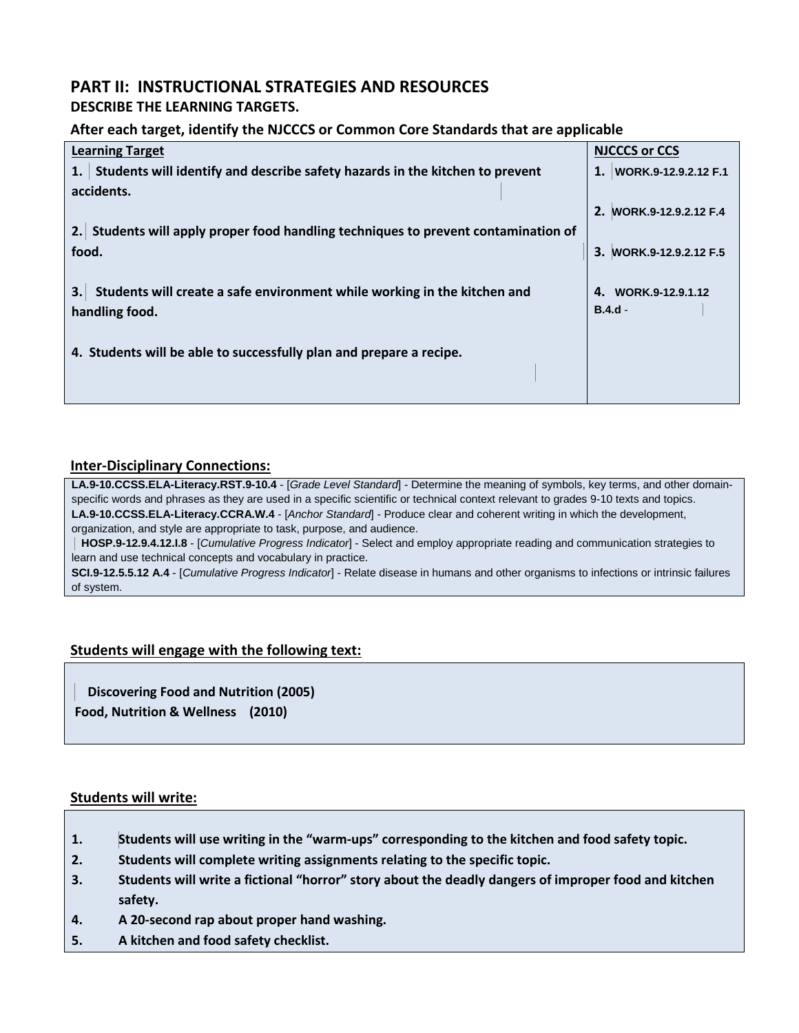## PART II: INSTRUCTIONAL STRATEGIES AND RESOURCES

### DESCRIBE THE LEARNING TARGETS.

**After each target, identify the NJCCCS or Common Core Standards that are applicable**

| Learning Target | NJCCCS or CCS |
|---|---|
| **1. Students will identify and describe safety hazards in the kitchen to prevent accidents.** | **1. WORK.9-12.9.2.12 F.1** |
| **2. Students will apply proper food handling techniques to prevent contamination of food.** | **2. WORK.9-12.9.2.12 F.4** |
| **3. Students will create a safe environment while working in the kitchen and handling food.** | **3. WORK.9-12.9.2.12 F.5** |
| **4. Students will be able to successfully plan and prepare a recipe.** | **4. WORK.9-12.9.1.12 B.4.d -** |

### Inter-Disciplinary Connections:

**LA.9-10.CCSS.ELA-Literacy.RST.9-10.4** - [*Grade Level Standard*] - Determine the meaning of symbols, key terms, and other domain-specific words and phrases as they are used in a specific scientific or technical context relevant to grades 9-10 texts and topics.
**LA.9-10.CCSS.ELA-Literacy.CCRA.W.4** - [*Anchor Standard*] - Produce clear and coherent writing in which the development, organization, and style are appropriate to task, purpose, and audience.
**HOSP.9-12.9.4.12.I.8** - [*Cumulative Progress Indicator*] - Select and employ appropriate reading and communication strategies to learn and use technical concepts and vocabulary in practice.
**SCI.9-12.5.5.12 A.4** - [*Cumulative Progress Indicator*] - Relate disease in humans and other organisms to infections or intrinsic failures of system.

### Students will engage with the following text:

**Discovering Food and Nutrition (2005)**
**Food, Nutrition & Wellness (2010)**

### Students will write:

1. **Students will use writing in the "warm-ups" corresponding to the kitchen and food safety topic.**
2. **Students will complete writing assignments relating to the specific topic.**
3. **Students will write a fictional "horror" story about the deadly dangers of improper food and kitchen safety.**
4. **A 20-second rap about proper hand washing.**
5. **A kitchen and food safety checklist.**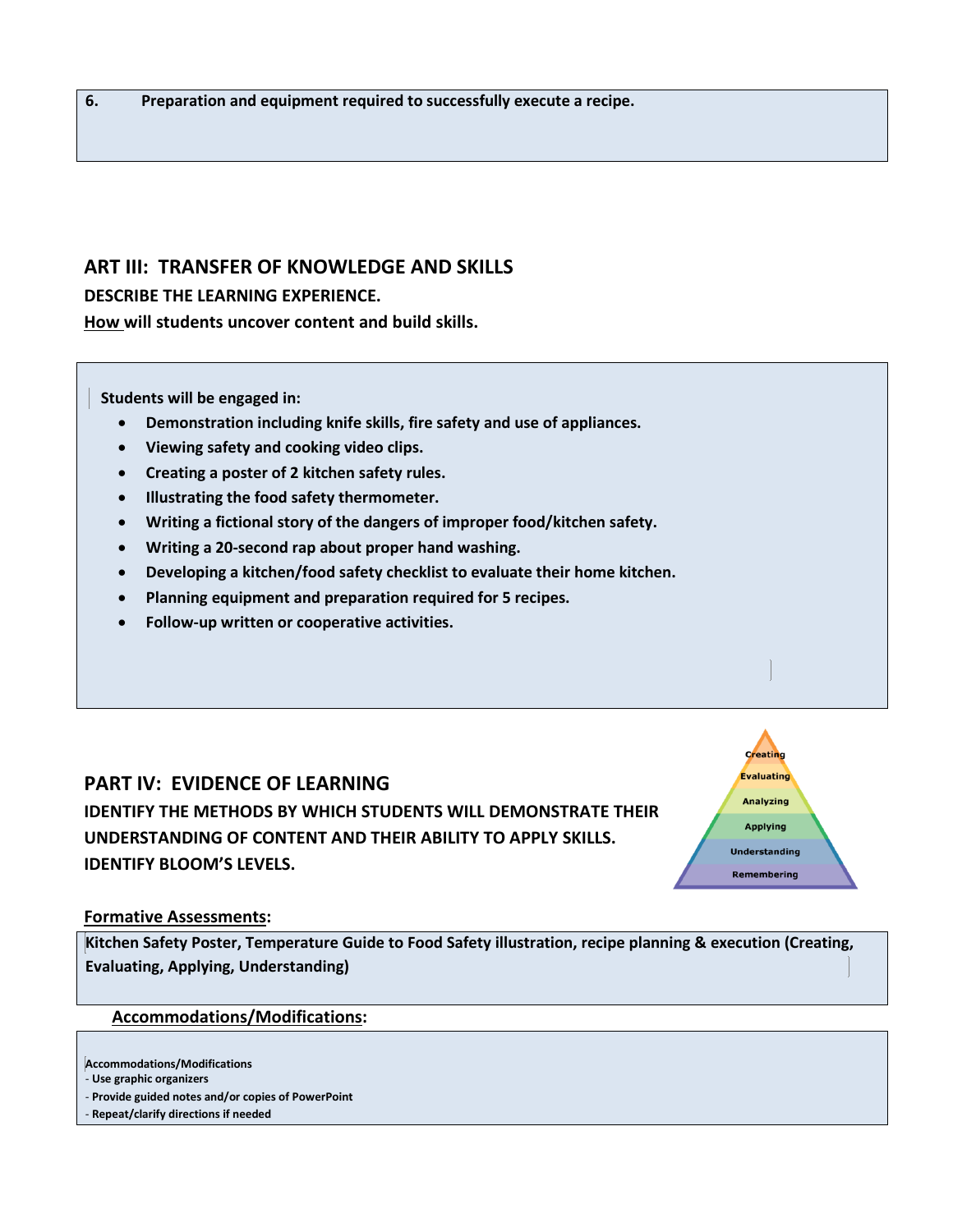**6. Preparation and equipment required to successfully execute a recipe.**

## ART III: TRANSFER OF KNOWLEDGE AND SKILLS

**DESCRIBE THE LEARNING EXPERIENCE.**

**How will students uncover content and build skills.**

**Students will be engaged in:**

- **Demonstration including knife skills, fire safety and use of appliances.**
- **Viewing safety and cooking video clips.**
- **Creating a poster of 2 kitchen safety rules.**
- **Illustrating the food safety thermometer.**
- **Writing a fictional story of the dangers of improper food/kitchen safety.**
- **Writing a 20-second rap about proper hand washing.**
- **Developing a kitchen/food safety checklist to evaluate their home kitchen.**
- **Planning equipment and preparation required for 5 recipes.**
- **Follow-up written or cooperative activities.**

## PART IV: EVIDENCE OF LEARNING

**IDENTIFY THE METHODS BY WHICH STUDENTS WILL DEMONSTRATE THEIR UNDERSTANDING OF CONTENT AND THEIR ABILITY TO APPLY SKILLS. IDENTIFY BLOOM'S LEVELS.**

Creating
Evaluating
Analyzing
Applying
Understanding
Remembering

**Formative Assessments:**

**Kitchen Safety Poster, Temperature Guide to Food Safety illustration, recipe planning & execution (Creating, Evaluating, Applying, Understanding)**

**Accommodations/Modifications:**

**Accommodations/Modifications**
- **Use graphic organizers**
- **Provide guided notes and/or copies of PowerPoint**
- **Repeat/clarify directions if needed**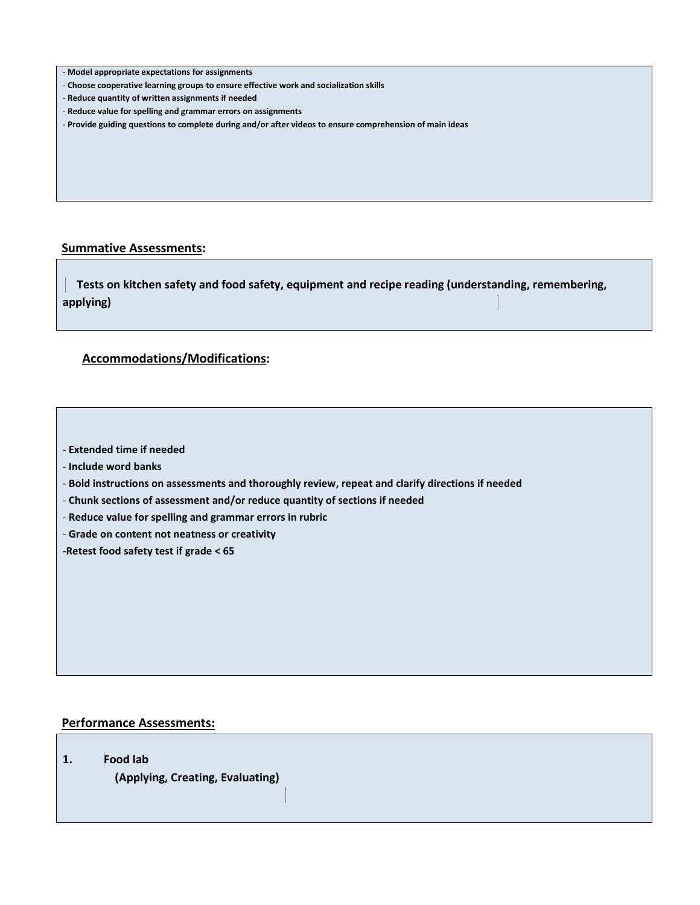- **Model appropriate expectations for assignments**
- **Choose cooperative learning groups to ensure effective work and socialization skills**
- **Reduce quantity of written assignments if needed**
- **Reduce value for spelling and grammar errors on assignments**
- **Provide guiding questions to complete during and/or after videos to ensure comprehension of main ideas**

## Summative Assessments:

**Tests on kitchen safety and food safety, equipment and recipe reading (understanding, remembering, applying)**

## Accommodations/Modifications:

- **Extended time if needed**
- **Include word banks**
- **Bold instructions on assessments and thoroughly review, repeat and clarify directions if needed**
- **Chunk sections of assessment and/or reduce quantity of sections if needed**
- **Reduce value for spelling and grammar errors in rubric**
- **Grade on content not neatness or creativity**
- **Retest food safety test if grade < 65**

## Performance Assessments:

1. **Food lab**
   **(Applying, Creating, Evaluating)**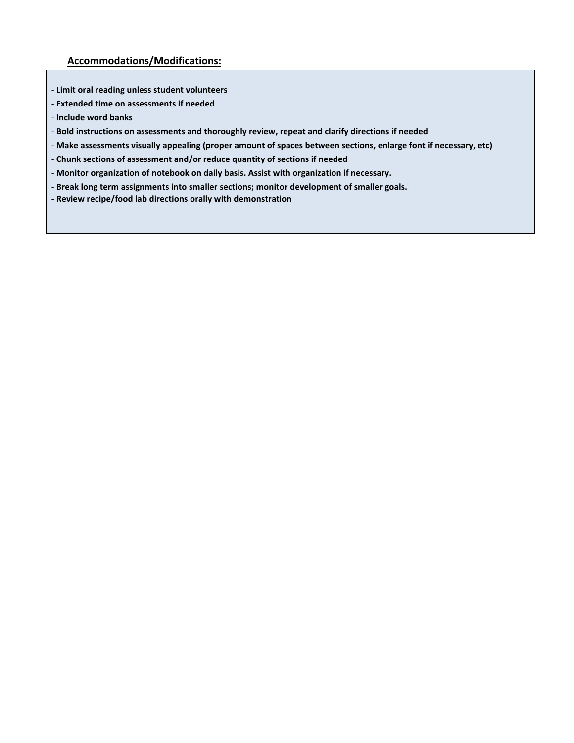## Accommodations/Modifications:

- **Limit oral reading unless student volunteers**
- **Extended time on assessments if needed**
- **Include word banks**
- **Bold instructions on assessments and thoroughly review, repeat and clarify directions if needed**
- **Make assessments visually appealing (proper amount of spaces between sections, enlarge font if necessary, etc)**
- **Chunk sections of assessment and/or reduce quantity of sections if needed**
- **Monitor organization of notebook on daily basis. Assist with organization if necessary.**
- **Break long term assignments into smaller sections; monitor development of smaller goals.**
- **Review recipe/food lab directions orally with demonstration**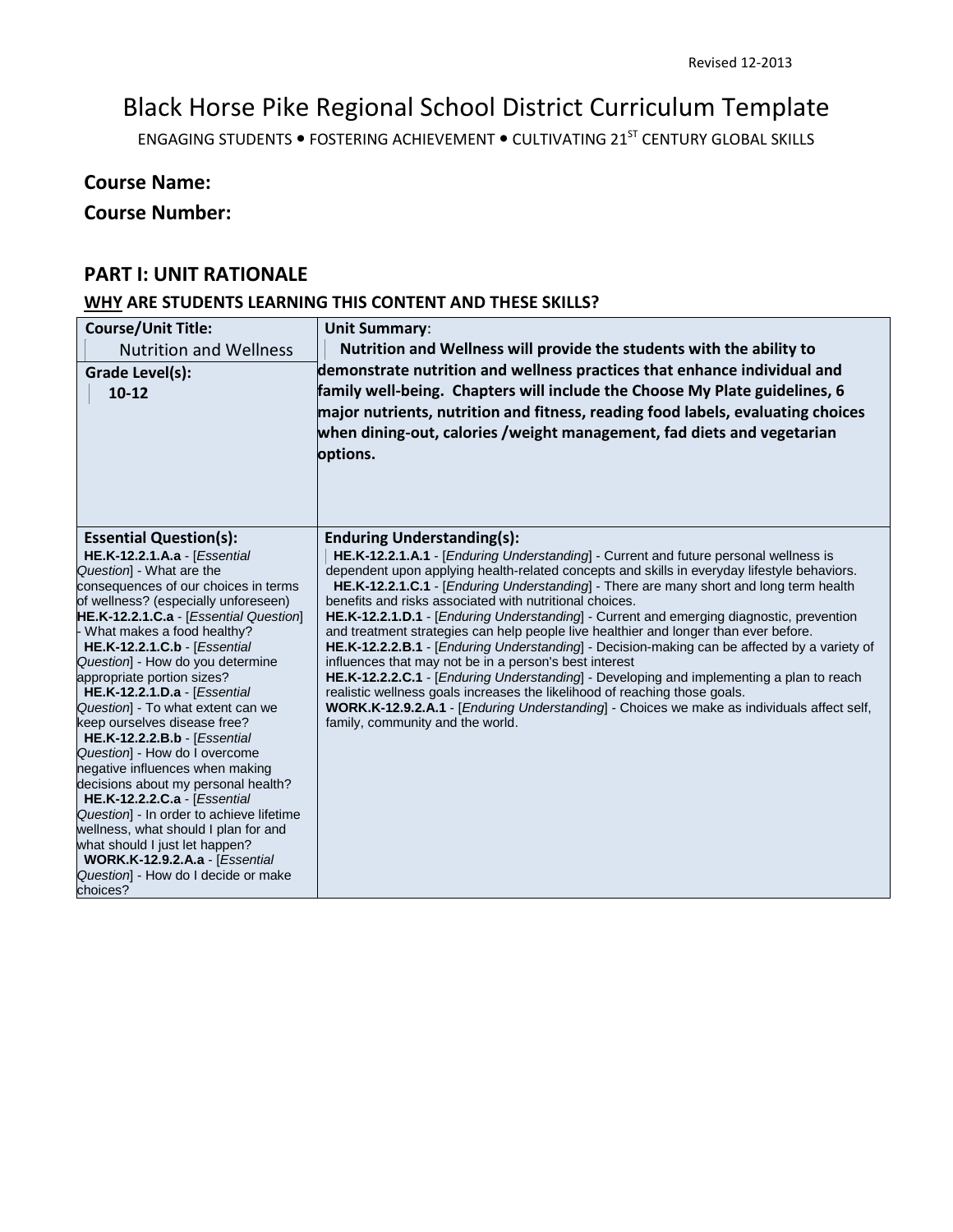# Black Horse Pike Regional School District Curriculum Template

ENGAGING STUDENTS • FOSTERING ACHIEVEMENT • CULTIVATING 21ST CENTURY GLOBAL SKILLS

**Course Name:**

**Course Number:**

## PART I: UNIT RATIONALE

### WHY ARE STUDENTS LEARNING THIS CONTENT AND THESE SKILLS?

| **Course/Unit Title:** Nutrition and Wellness<br>**Grade Level(s):** 10-12 | **Unit Summary**:<br>**Nutrition and Wellness will provide the students with the ability to demonstrate nutrition and wellness practices that enhance individual and family well-being. Chapters will include the Choose My Plate guidelines, 6 major nutrients, nutrition and fitness, reading food labels, evaluating choices when dining-out, calories /weight management, fad diets and vegetarian options.** |
|---|---|
| **Essential Question(s):**<br>**HE.K-12.2.1.A.a** - [*Essential Question*] - What are the consequences of our choices in terms of wellness? (especially unforeseen)<br>**HE.K-12.2.1.C.a** - [*Essential Question*] - What makes a food healthy?<br>**HE.K-12.2.1.C.b** - [*Essential Question*] - How do you determine appropriate portion sizes?<br>**HE.K-12.2.1.D.a** - [*Essential Question*] - To what extent can we keep ourselves disease free?<br>**HE.K-12.2.2.B.b** - [*Essential Question*] - How do I overcome negative influences when making decisions about my personal health?<br>**HE.K-12.2.2.C.a** - [*Essential Question*] - In order to achieve lifetime wellness, what should I plan for and what should I just let happen?<br>**WORK.K-12.9.2.A.a** - [*Essential Question*] - How do I decide or make choices? | **Enduring Understanding(s):**<br>**HE.K-12.2.1.A.1** - [*Enduring Understanding*] - Current and future personal wellness is dependent upon applying health-related concepts and skills in everyday lifestyle behaviors.<br>**HE.K-12.2.1.C.1** - [*Enduring Understanding*] - There are many short and long term health benefits and risks associated with nutritional choices.<br>**HE.K-12.2.1.D.1** - [*Enduring Understanding*] - Current and emerging diagnostic, prevention and treatment strategies can help people live healthier and longer than ever before.<br>**HE.K-12.2.2.B.1** - [*Enduring Understanding*] - Decision-making can be affected by a variety of influences that may not be in a person's best interest<br>**HE.K-12.2.2.C.1** - [*Enduring Understanding*] - Developing and implementing a plan to reach realistic wellness goals increases the likelihood of reaching those goals.<br>**WORK.K-12.9.2.A.1** - [*Enduring Understanding*] - Choices we make as individuals affect self, family, community and the world. |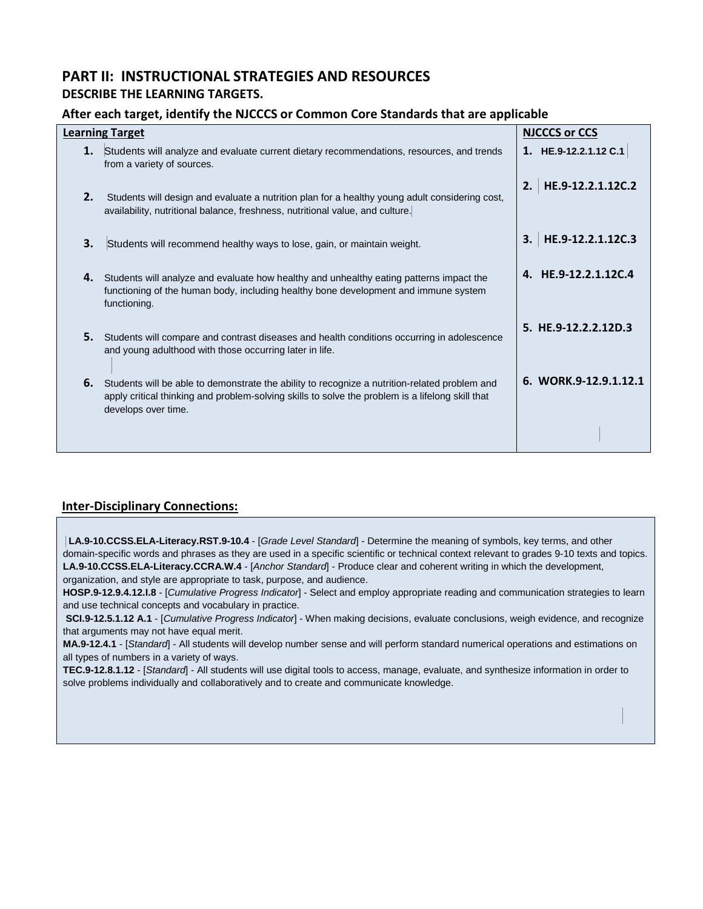## PART II: INSTRUCTIONAL STRATEGIES AND RESOURCES

### DESCRIBE THE LEARNING TARGETS.

### After each target, identify the NJCCCS or Common Core Standards that are applicable

| Learning Target | NJCCCS or CCS |
|---|---|
| **1.** Students will analyze and evaluate current dietary recommendations, resources, and trends from a variety of sources. | **1. HE.9-12.2.1.12 C.1** |
| **2.** Students will design and evaluate a nutrition plan for a healthy young adult considering cost, availability, nutritional balance, freshness, nutritional value, and culture. | **2. HE.9-12.2.1.12C.2** |
| **3.** Students will recommend healthy ways to lose, gain, or maintain weight. | **3. HE.9-12.2.1.12C.3** |
| **4.** Students will analyze and evaluate how healthy and unhealthy eating patterns impact the functioning of the human body, including healthy bone development and immune system functioning. | **4. HE.9-12.2.1.12C.4** |
| **5.** Students will compare and contrast diseases and health conditions occurring in adolescence and young adulthood with those occurring later in life. | **5. HE.9-12.2.2.12D.3** |
| **6.** Students will be able to demonstrate the ability to recognize a nutrition-related problem and apply critical thinking and problem-solving skills to solve the problem is a lifelong skill that develops over time. | **6. WORK.9-12.9.1.12.1** |

### Inter-Disciplinary Connections:

**LA.9-10.CCSS.ELA-Literacy.RST.9-10.4** - [*Grade Level Standard*] - Determine the meaning of symbols, key terms, and other domain-specific words and phrases as they are used in a specific scientific or technical context relevant to grades 9-10 texts and topics.
**LA.9-10.CCSS.ELA-Literacy.CCRA.W.4** - [*Anchor Standard*] - Produce clear and coherent writing in which the development, organization, and style are appropriate to task, purpose, and audience.
**HOSP.9-12.9.4.12.I.8** - [*Cumulative Progress Indicator*] - Select and employ appropriate reading and communication strategies to learn and use technical concepts and vocabulary in practice.
**SCI.9-12.5.1.12 A.1** - [*Cumulative Progress Indicator*] - When making decisions, evaluate conclusions, weigh evidence, and recognize that arguments may not have equal merit.
**MA.9-12.4.1** - [*Standard*] - All students will develop number sense and will perform standard numerical operations and estimations on all types of numbers in a variety of ways.
**TEC.9-12.8.1.12** - [*Standard*] - All students will use digital tools to access, manage, evaluate, and synthesize information in order to solve problems individually and collaboratively and to create and communicate knowledge.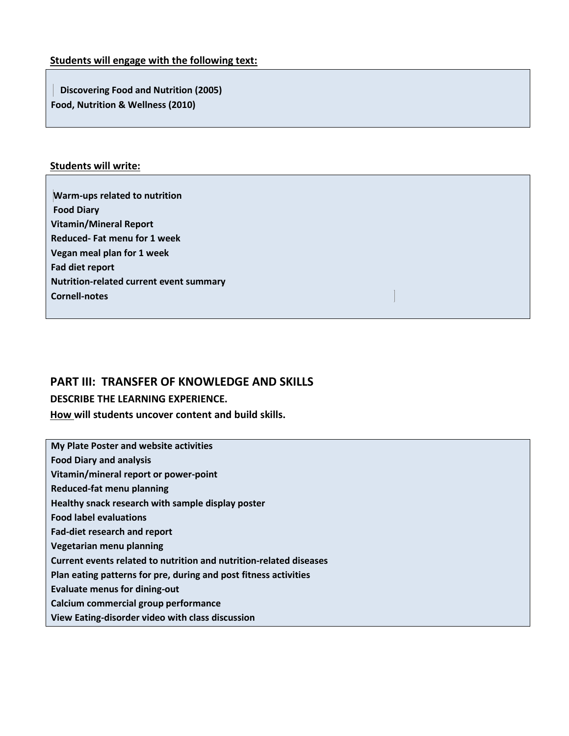**Students will engage with the following text:**

**Discovering Food and Nutrition (2005)**
**Food, Nutrition & Wellness (2010)**

**Students will write:**

**Warm-ups related to nutrition**
**Food Diary**
**Vitamin/Mineral Report**
**Reduced- Fat menu for 1 week**
**Vegan meal plan for 1 week**
**Fad diet report**
**Nutrition-related current event summary**
**Cornell-notes**

## PART III: TRANSFER OF KNOWLEDGE AND SKILLS

### DESCRIBE THE LEARNING EXPERIENCE.

**How will students uncover content and build skills.**

**My Plate Poster and website activities**
**Food Diary and analysis**
**Vitamin/mineral report or power-point**
**Reduced-fat menu planning**
**Healthy snack research with sample display poster**
**Food label evaluations**
**Fad-diet research and report**
**Vegetarian menu planning**
**Current events related to nutrition and nutrition-related diseases**
**Plan eating patterns for pre, during and post fitness activities**
**Evaluate menus for dining-out**
**Calcium commercial group performance**
**View Eating-disorder video with class discussion**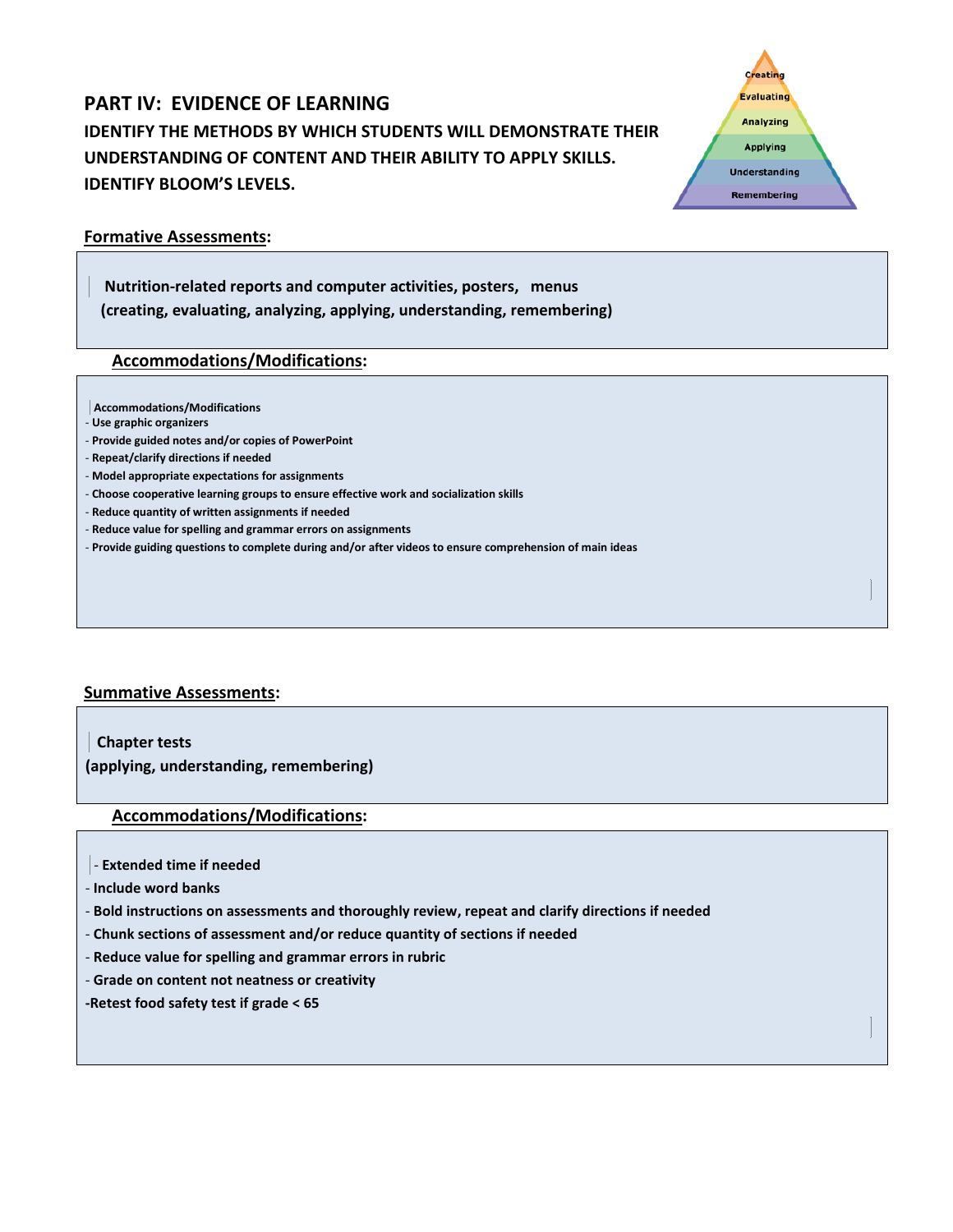## PART IV: EVIDENCE OF LEARNING

**IDENTIFY THE METHODS BY WHICH STUDENTS WILL DEMONSTRATE THEIR UNDERSTANDING OF CONTENT AND THEIR ABILITY TO APPLY SKILLS. IDENTIFY BLOOM'S LEVELS.**

Creating
Evaluating
Analyzing
Applying
Understanding
Remembering

### Formative Assessments:

**Nutrition-related reports and computer activities, posters, menus (creating, evaluating, analyzing, applying, understanding, remembering)**

### Accommodations/Modifications:

**Accommodations/Modifications**

- **Use graphic organizers**
- **Provide guided notes and/or copies of PowerPoint**
- **Repeat/clarify directions if needed**
- **Model appropriate expectations for assignments**
- **Choose cooperative learning groups to ensure effective work and socialization skills**
- **Reduce quantity of written assignments if needed**
- **Reduce value for spelling and grammar errors on assignments**
- **Provide guiding questions to complete during and/or after videos to ensure comprehension of main ideas**

### Summative Assessments:

**Chapter tests (applying, understanding, remembering)**

### Accommodations/Modifications:

- **Extended time if needed**
- **Include word banks**
- **Bold instructions on assessments and thoroughly review, repeat and clarify directions if needed**
- **Chunk sections of assessment and/or reduce quantity of sections if needed**
- **Reduce value for spelling and grammar errors in rubric**
- **Grade on content not neatness or creativity**
- **Retest food safety test if grade < 65**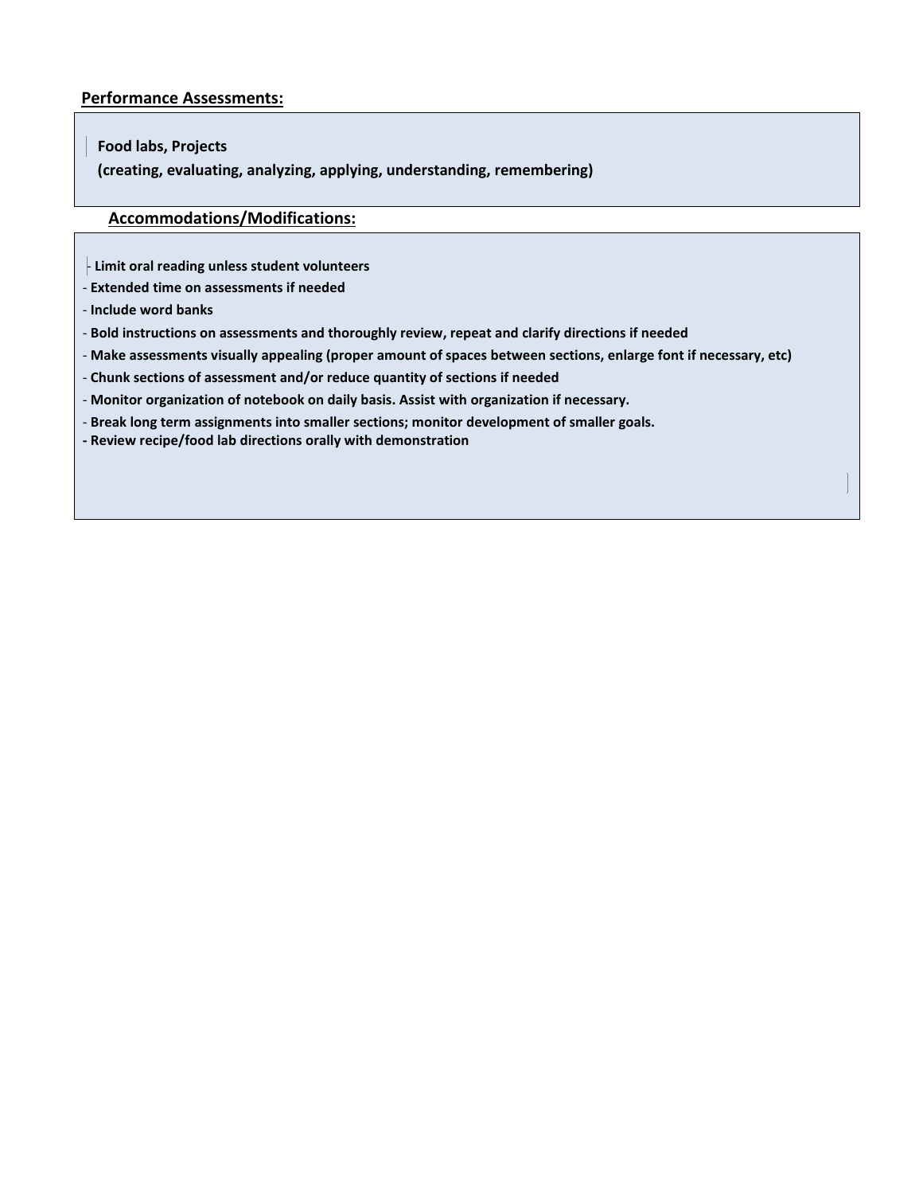## Performance Assessments:

**Food labs, Projects**
**(creating, evaluating, analyzing, applying, understanding, remembering)**

## Accommodations/Modifications:

- **Limit oral reading unless student volunteers**
- **Extended time on assessments if needed**
- **Include word banks**
- **Bold instructions on assessments and thoroughly review, repeat and clarify directions if needed**
- **Make assessments visually appealing (proper amount of spaces between sections, enlarge font if necessary, etc)**
- **Chunk sections of assessment and/or reduce quantity of sections if needed**
- **Monitor organization of notebook on daily basis. Assist with organization if necessary.**
- **Break long term assignments into smaller sections; monitor development of smaller goals.**
- **Review recipe/food lab directions orally with demonstration**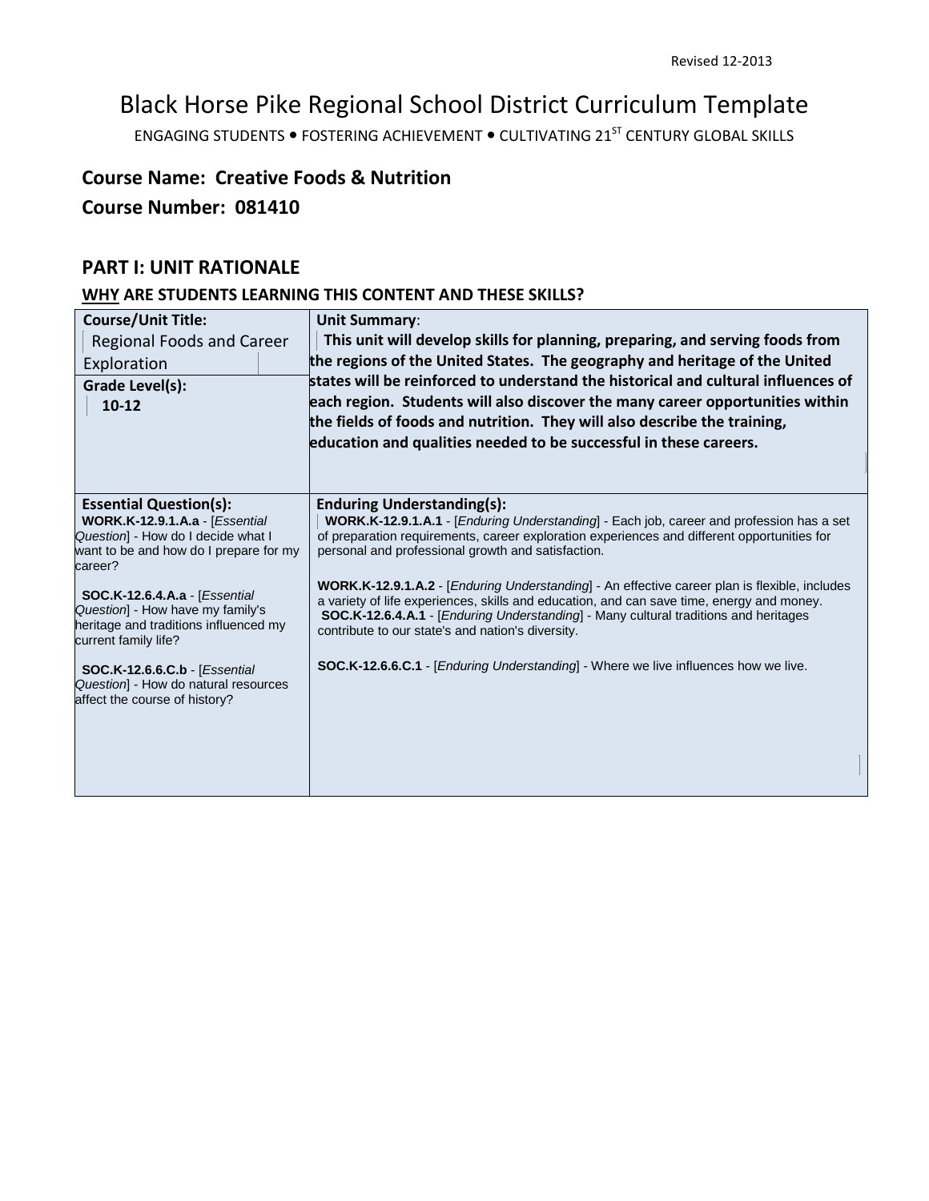Revised 12-2013

# Black Horse Pike Regional School District Curriculum Template

ENGAGING STUDENTS • FOSTERING ACHIEVEMENT • CULTIVATING 21ST CENTURY GLOBAL SKILLS

**Course Name: Creative Foods & Nutrition**

**Course Number: 081410**

## PART I: UNIT RATIONALE

### WHY ARE STUDENTS LEARNING THIS CONTENT AND THESE SKILLS?

| **Course/Unit Title:** Regional Foods and Career Exploration <br> **Grade Level(s):** 10-12 | **Unit Summary**: **This unit will develop skills for planning, preparing, and serving foods from the regions of the United States. The geography and heritage of the United states will be reinforced to understand the historical and cultural influences of each region. Students will also discover the many career opportunities within the fields of foods and nutrition. They will also describe the training, education and qualities needed to be successful in these careers.** |
|---|---|
| **Essential Question(s):** <br> **WORK.K-12.9.1.A.a** - [*Essential Question*] - How do I decide what I want to be and how do I prepare for my career? <br><br> **SOC.K-12.6.4.A.a** - [*Essential Question*] - How have my family's heritage and traditions influenced my current family life? <br><br> **SOC.K-12.6.6.C.b** - [*Essential Question*] - How do natural resources affect the course of history? | **Enduring Understanding(s):** <br> **WORK.K-12.9.1.A.1** - [*Enduring Understanding*] - Each job, career and profession has a set of preparation requirements, career exploration experiences and different opportunities for personal and professional growth and satisfaction. <br><br> **WORK.K-12.9.1.A.2** - [*Enduring Understanding*] - An effective career plan is flexible, includes a variety of life experiences, skills and education, and can save time, energy and money. <br> **SOC.K-12.6.4.A.1** - [*Enduring Understanding*] - Many cultural traditions and heritages contribute to our state's and nation's diversity. <br><br> **SOC.K-12.6.6.C.1** - [*Enduring Understanding*] - Where we live influences how we live. |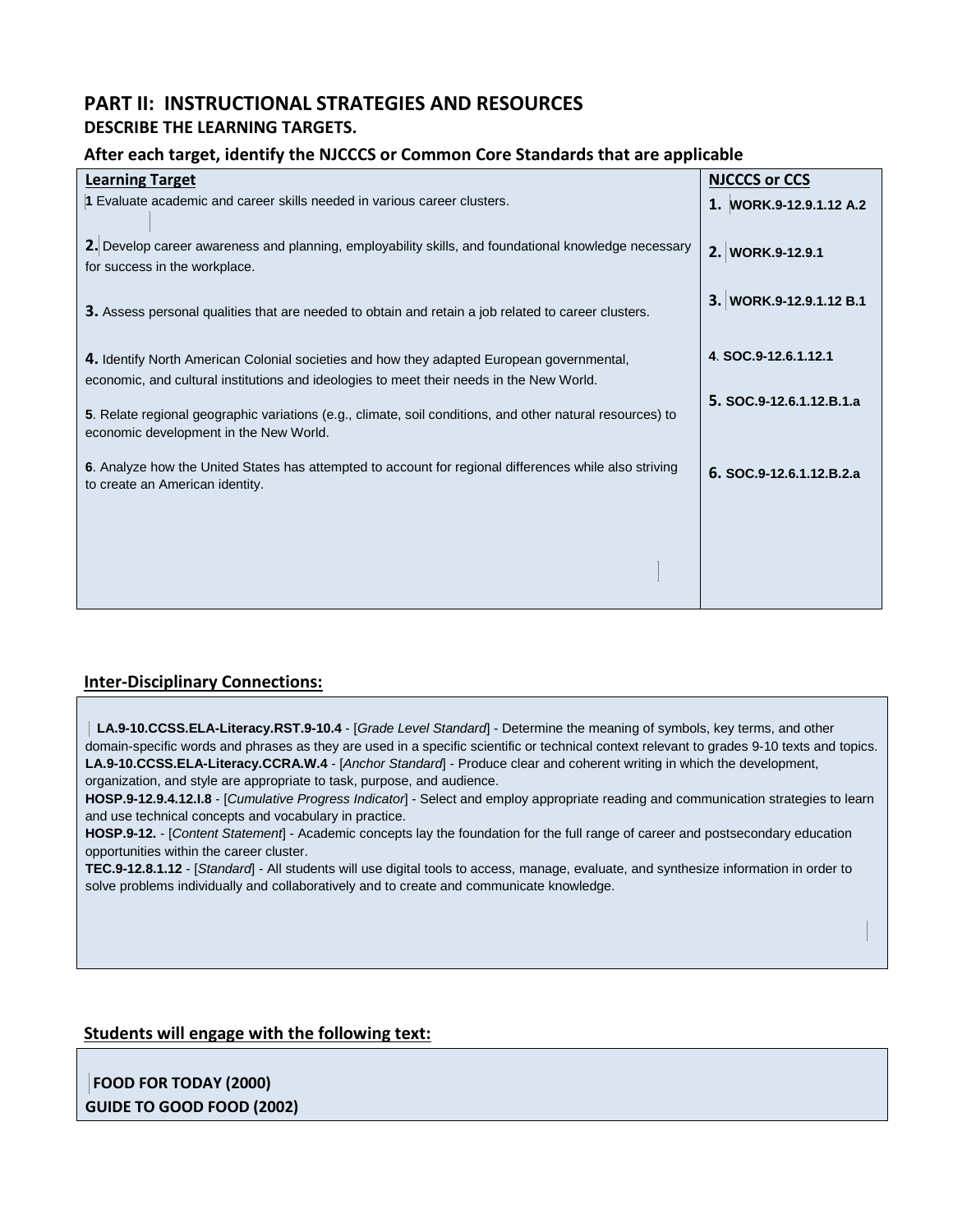# PART II: INSTRUCTIONAL STRATEGIES AND RESOURCES

## DESCRIBE THE LEARNING TARGETS.

### After each target, identify the NJCCCS or Common Core Standards that are applicable

| Learning Target | NJCCCS or CCS |
|---|---|
| 1 Evaluate academic and career skills needed in various career clusters. | 1. WORK.9-12.9.1.12 A.2 |
| 2. Develop career awareness and planning, employability skills, and foundational knowledge necessary for success in the workplace. | 2. WORK.9-12.9.1 |
| 3. Assess personal qualities that are needed to obtain and retain a job related to career clusters. | 3. WORK.9-12.9.1.12 B.1 |
| 4. Identify North American Colonial societies and how they adapted European governmental, economic, and cultural institutions and ideologies to meet their needs in the New World. | 4. SOC.9-12.6.1.12.1 |
| 5. Relate regional geographic variations (e.g., climate, soil conditions, and other natural resources) to economic development in the New World. | 5. SOC.9-12.6.1.12.B.1.a |
| 6. Analyze how the United States has attempted to account for regional differences while also striving to create an American identity. | 6. SOC.9-12.6.1.12.B.2.a |

## Inter-Disciplinary Connections:

**LA.9-10.CCSS.ELA-Literacy.RST.9-10.4** - [*Grade Level Standard*] - Determine the meaning of symbols, key terms, and other domain-specific words and phrases as they are used in a specific scientific or technical context relevant to grades 9-10 texts and topics.
**LA.9-10.CCSS.ELA-Literacy.CCRA.W.4** - [*Anchor Standard*] - Produce clear and coherent writing in which the development, organization, and style are appropriate to task, purpose, and audience.
**HOSP.9-12.9.4.12.I.8** - [*Cumulative Progress Indicator*] - Select and employ appropriate reading and communication strategies to learn and use technical concepts and vocabulary in practice.
**HOSP.9-12.** - [*Content Statement*] - Academic concepts lay the foundation for the full range of career and postsecondary education opportunities within the career cluster.
**TEC.9-12.8.1.12** - [*Standard*] - All students will use digital tools to access, manage, evaluate, and synthesize information in order to solve problems individually and collaboratively and to create and communicate knowledge.

## Students will engage with the following text:

**FOOD FOR TODAY (2000)**
**GUIDE TO GOOD FOOD (2002)**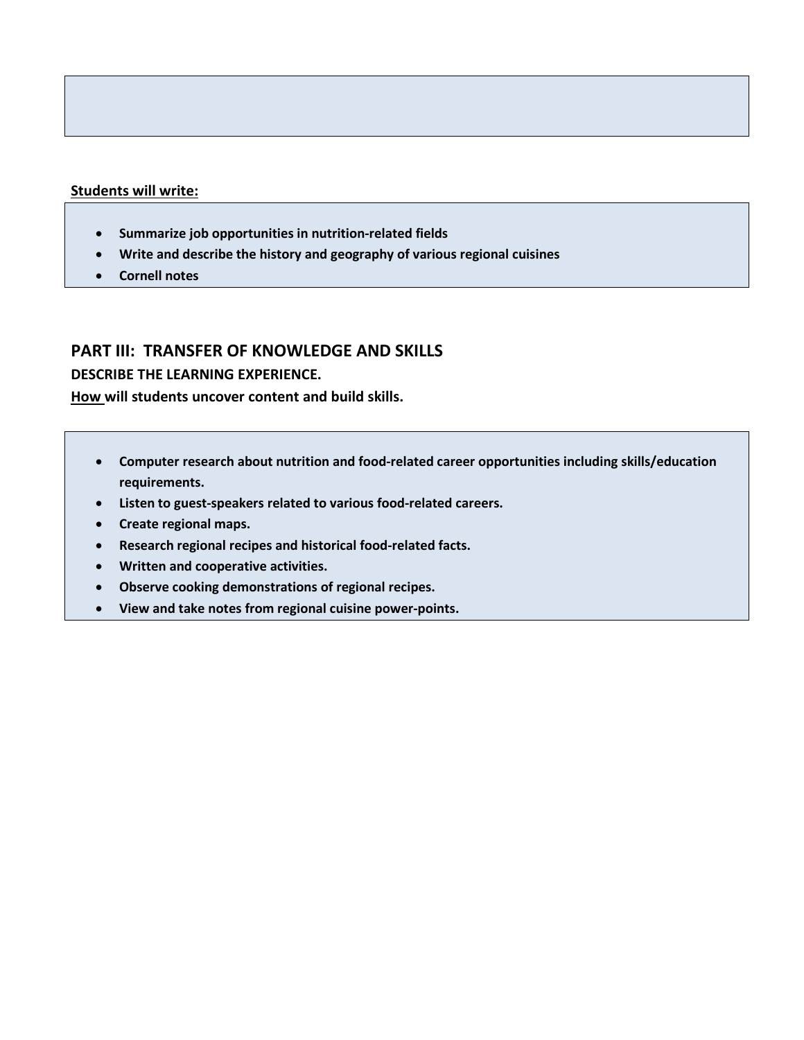**Students will write:**

- **Summarize job opportunities in nutrition-related fields**
- **Write and describe the history and geography of various regional cuisines**
- **Cornell notes**

## PART III: TRANSFER OF KNOWLEDGE AND SKILLS

**DESCRIBE THE LEARNING EXPERIENCE.**

**How will students uncover content and build skills.**

- **Computer research about nutrition and food-related career opportunities including skills/education requirements.**
- **Listen to guest-speakers related to various food-related careers.**
- **Create regional maps.**
- **Research regional recipes and historical food-related facts.**
- **Written and cooperative activities.**
- **Observe cooking demonstrations of regional recipes.**
- **View and take notes from regional cuisine power-points.**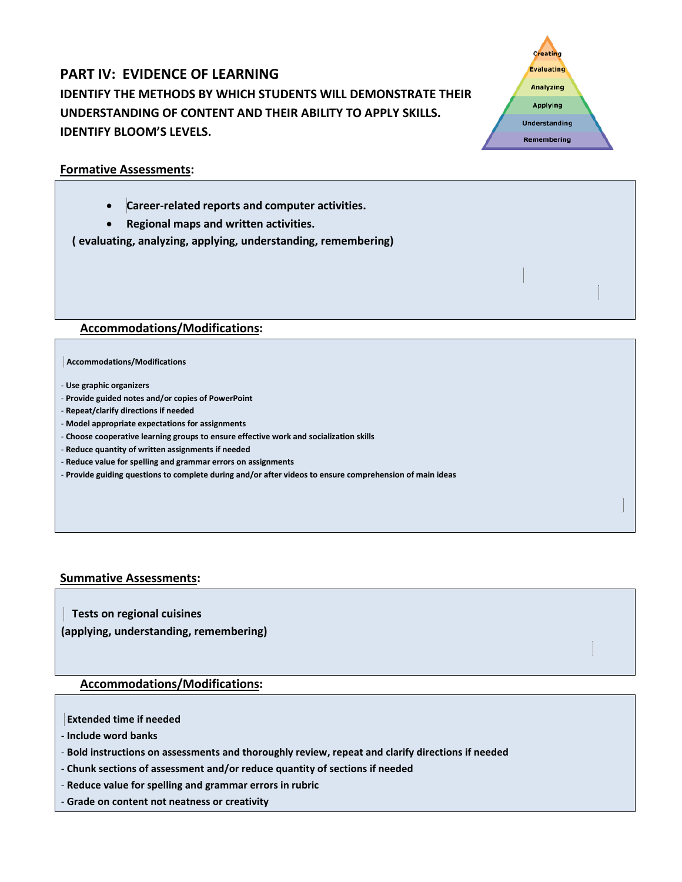## PART IV: EVIDENCE OF LEARNING

**IDENTIFY THE METHODS BY WHICH STUDENTS WILL DEMONSTRATE THEIR UNDERSTANDING OF CONTENT AND THEIR ABILITY TO APPLY SKILLS. IDENTIFY BLOOM'S LEVELS.**

**Formative Assessments:**

- **Career-related reports and computer activities.**
- **Regional maps and written activities.**

**( evaluating, analyzing, applying, understanding, remembering)**

**Accommodations/Modifications:**

**Accommodations/Modifications**

- Use graphic organizers
- Provide guided notes and/or copies of PowerPoint
- Repeat/clarify directions if needed
- Model appropriate expectations for assignments
- Choose cooperative learning groups to ensure effective work and socialization skills
- Reduce quantity of written assignments if needed
- Reduce value for spelling and grammar errors on assignments
- Provide guiding questions to complete during and/or after videos to ensure comprehension of main ideas

**Summative Assessments:**

**Tests on regional cuisines**
**(applying, understanding, remembering)**

**Accommodations/Modifications:**

**Extended time if needed**
- Include word banks
- Bold instructions on assessments and thoroughly review, repeat and clarify directions if needed
- Chunk sections of assessment and/or reduce quantity of sections if needed
- Reduce value for spelling and grammar errors in rubric
- Grade on content not neatness or creativity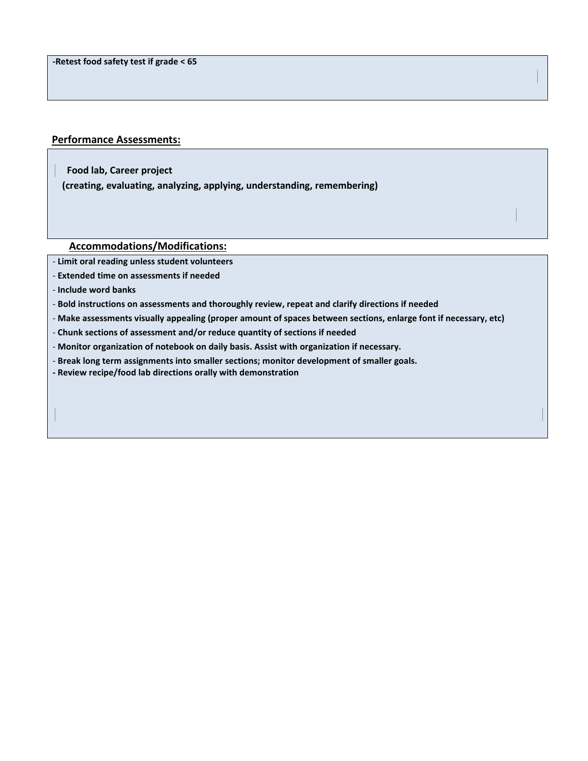**-Retest food safety test if grade < 65**

## Performance Assessments:

**Food lab, Career project**
**(creating, evaluating, analyzing, applying, understanding, remembering)**

## Accommodations/Modifications:

- **Limit oral reading unless student volunteers**
- **Extended time on assessments if needed**
- **Include word banks**
- **Bold instructions on assessments and thoroughly review, repeat and clarify directions if needed**
- **Make assessments visually appealing (proper amount of spaces between sections, enlarge font if necessary, etc)**
- **Chunk sections of assessment and/or reduce quantity of sections if needed**
- **Monitor organization of notebook on daily basis. Assist with organization if necessary.**
- **Break long term assignments into smaller sections; monitor development of smaller goals.**
- **Review recipe/food lab directions orally with demonstration**